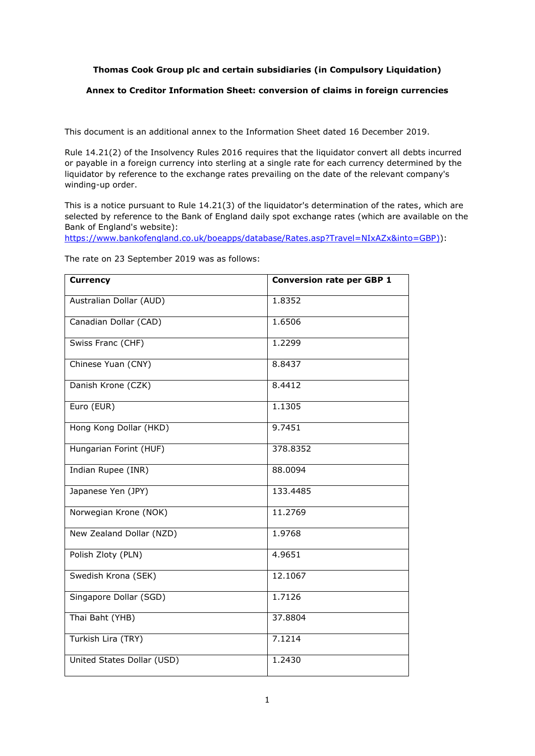**Thomas Cook Group plc and certain subsidiaries (in Compulsory Liquidation)**

**Annex to Creditor Information Sheet: conversion of claims in foreign currencies**

This document is an additional annex to the Information Sheet dated 16 December 2019.

Rule 14.21(2) of the Insolvency Rules 2016 requires that the liquidator convert all debts incurred or payable in a foreign currency into sterling at a single rate for each currency determined by the liquidator by reference to the exchange rates prevailing on the date of the relevant company's winding-up order.

This is a notice pursuant to Rule 14.21(3) of the liquidator's determination of the rates, which are selected by reference to the Bank of England daily spot exchange rates (which are available on the Bank of England's website):
https://www.bankofengland.co.uk/boeapps/database/Rates.asp?Travel=NIxAZx&into=GBP)):

The rate on 23 September 2019 was as follows:

| **Currency** | **Conversion rate per GBP 1** |
|---|---|
| Australian Dollar (AUD) | 1.8352 |
| Canadian Dollar (CAD) | 1.6506 |
| Swiss Franc (CHF) | 1.2299 |
| Chinese Yuan (CNY) | 8.8437 |
| Danish Krone (CZK) | 8.4412 |
| Euro (EUR) | 1.1305 |
| Hong Kong Dollar (HKD) | 9.7451 |
| Hungarian Forint (HUF) | 378.8352 |
| Indian Rupee (INR) | 88.0094 |
| Japanese Yen (JPY) | 133.4485 |
| Norwegian Krone (NOK) | 11.2769 |
| New Zealand Dollar (NZD) | 1.9768 |
| Polish Zloty (PLN) | 4.9651 |
| Swedish Krona (SEK) | 12.1067 |
| Singapore Dollar (SGD) | 1.7126 |
| Thai Baht (YHB) | 37.8804 |
| Turkish Lira (TRY) | 7.1214 |
| United States Dollar (USD) | 1.2430 |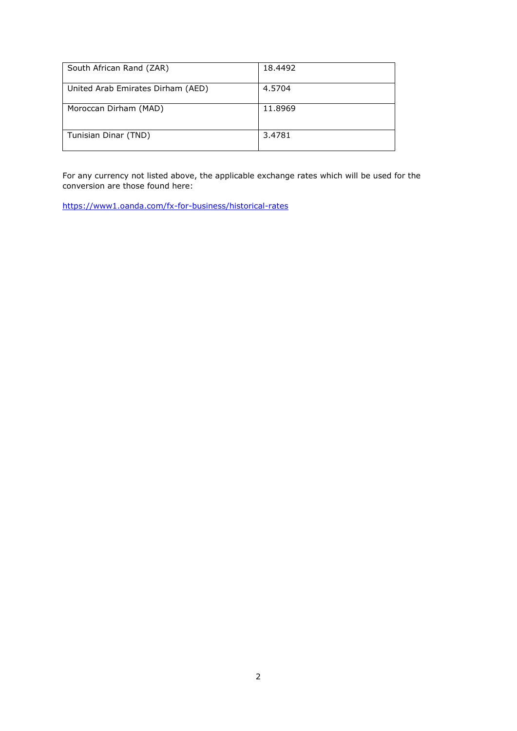| | |
|---|---|
| South African Rand (ZAR) | 18.4492 |
| United Arab Emirates Dirham (AED) | 4.5704 |
| Moroccan Dirham (MAD) | 11.8969 |
| Tunisian Dinar (TND) | 3.4781 |

For any currency not listed above, the applicable exchange rates which will be used for the conversion are those found here:

https://www1.oanda.com/fx-for-business/historical-rates